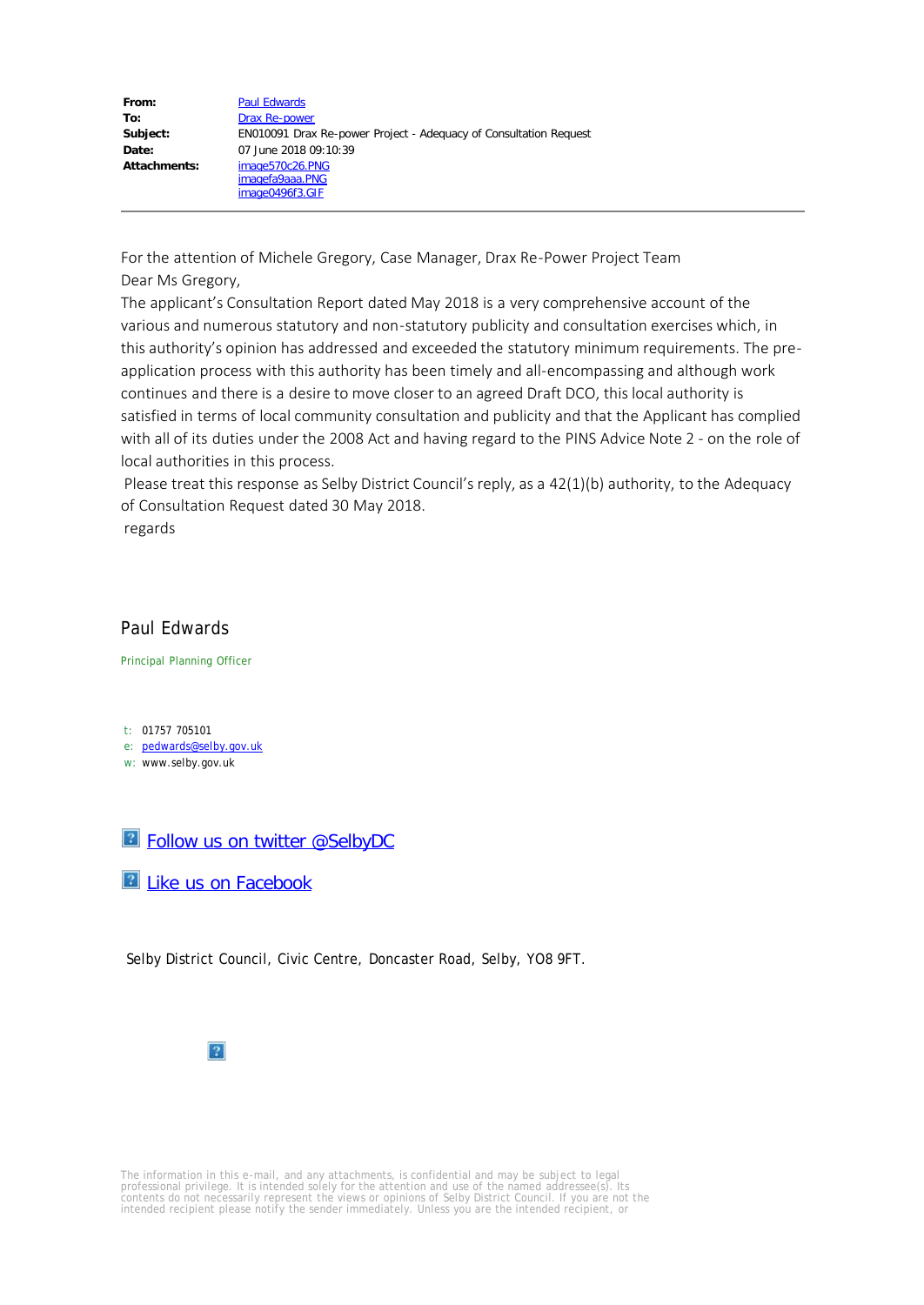| | |
|---|---|
| **From:** | Paul Edwards |
| **To:** | Drax Re-power |
| **Subject:** | EN010091 Drax Re-power Project - Adequacy of Consultation Request |
| **Date:** | 07 June 2018 09:10:39 |
| **Attachments:** | image570c26.PNG<br>imagefa9aaa.PNG<br>image0496f3.GIF |

---

For the attention of Michele Gregory, Case Manager, Drax Re-Power Project Team

Dear Ms Gregory,

The applicant's Consultation Report dated May 2018 is a very comprehensive account of the various and numerous statutory and non-statutory publicity and consultation exercises which, in this authority's opinion has addressed and exceeded the statutory minimum requirements. The pre-application process with this authority has been timely and all-encompassing and although work continues and there is a desire to move closer to an agreed Draft DCO, this local authority is satisfied in terms of local community consultation and publicity and that the Applicant has complied with all of its duties under the 2008 Act and having regard to the PINS Advice Note 2 - on the role of local authorities in this process.

Please treat this response as Selby District Council's reply, as a 42(1)(b) authority, to the Adequacy of Consultation Request dated 30 May 2018.

regards

Paul Edwards

Principal Planning Officer

t: 01757 705101
e: pedwards@selby.gov.uk
w: www.selby.gov.uk

Follow us on twitter @SelbyDC

Like us on Facebook

Selby District Council, Civic Centre, Doncaster Road, Selby, YO8 9FT.

The information in this e-mail, and any attachments, is confidential and may be subject to legal professional privilege. It is intended solely for the attention and use of the named addressee(s). Its contents do not necessarily represent the views or opinions of Selby District Council. If you are not the intended recipient please notify the sender immediately. Unless you are the intended recipient, or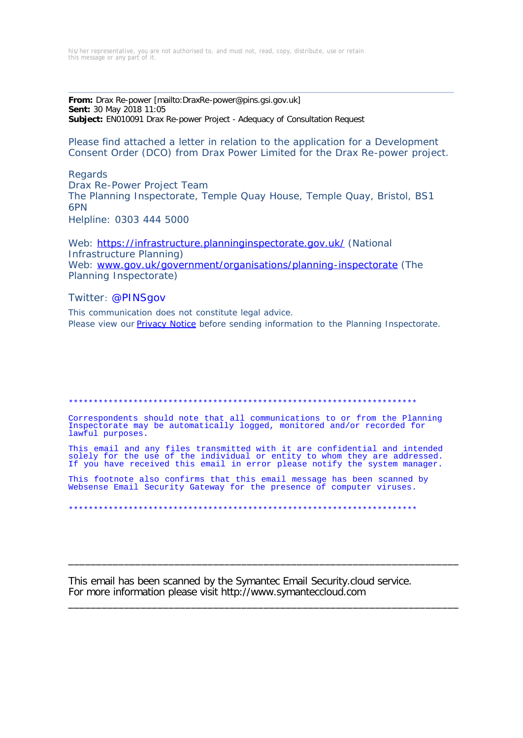his/her representative, you are not authorised to, and must not, read, copy, distribute, use or retain this message or any part of it.

---

**From:** Drax Re-power [mailto:DraxRe-power@pins.gsi.gov.uk]
**Sent:** 30 May 2018 11:05
**Subject:** EN010091 Drax Re-power Project - Adequacy of Consultation Request

Please find attached a letter in relation to the application for a Development Consent Order (DCO) from Drax Power Limited for the Drax Re-power project.

Regards
Drax Re-Power Project Team
The Planning Inspectorate, Temple Quay House, Temple Quay, Bristol, BS1 6PN
Helpline: 0303 444 5000

Web: [https://infrastructure.planninginspectorate.gov.uk/](https://infrastructure.planninginspectorate.gov.uk/) (National Infrastructure Planning)
Web: [www.gov.uk/government/organisations/planning-inspectorate](www.gov.uk/government/organisations/planning-inspectorate) (The Planning Inspectorate)

Twitter: @PINSgov

This communication does not constitute legal advice.
Please view our Privacy Notice before sending information to the Planning Inspectorate.

**********************************************************************

Correspondents should note that all communications to or from the Planning Inspectorate may be automatically logged, monitored and/or recorded for lawful purposes.

This email and any files transmitted with it are confidential and intended solely for the use of the individual or entity to whom they are addressed. If you have received this email in error please notify the system manager.

This footnote also confirms that this email message has been scanned by Websense Email Security Gateway for the presence of computer viruses.

**********************************************************************

---

This email has been scanned by the Symantec Email Security.cloud service.
For more information please visit http://www.symanteccloud.com

---